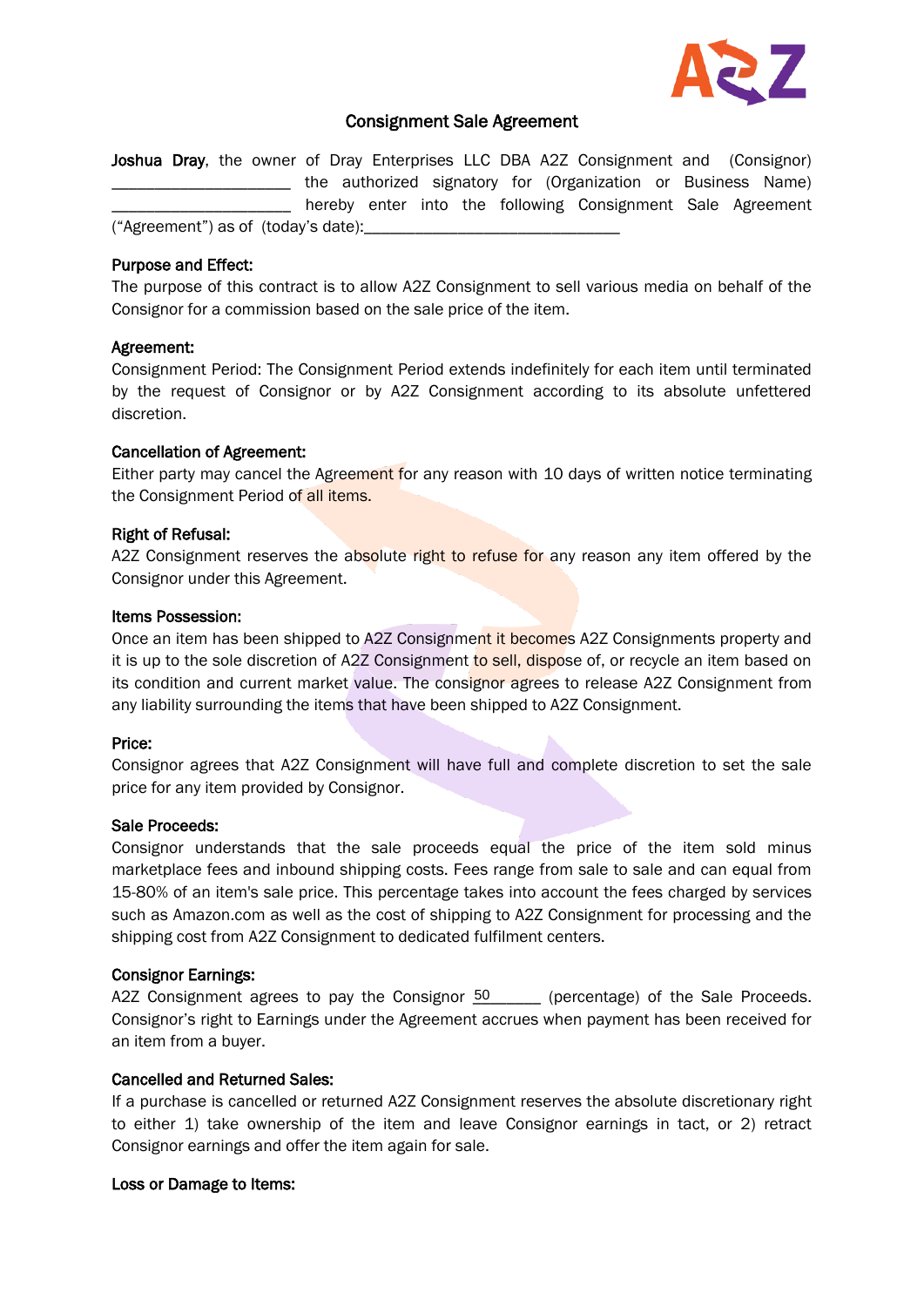# Consignment Sale Agreement

**Joshua Dray**, the owner of Dray Enterprises LLC DBA A2Z Consignment and (Consignor) ____________________ the authorized signatory for (Organization or Business Name) ____________________ hereby enter into the following Consignment Sale Agreement ("Agreement") as of (today's date):____________________________

## Purpose and Effect:

The purpose of this contract is to allow A2Z Consignment to sell various media on behalf of the Consignor for a commission based on the sale price of the item.

## Agreement:

Consignment Period: The Consignment Period extends indefinitely for each item until terminated by the request of Consignor or by A2Z Consignment according to its absolute unfettered discretion.

## Cancellation of Agreement:

Either party may cancel the Agreement for any reason with 10 days of written notice terminating the Consignment Period of all items.

## Right of Refusal:

A2Z Consignment reserves the absolute right to refuse for any reason any item offered by the Consignor under this Agreement.

## Items Possession:

Once an item has been shipped to A2Z Consignment it becomes A2Z Consignments property and it is up to the sole discretion of A2Z Consignment to sell, dispose of, or recycle an item based on its condition and current market value. The consignor agrees to release A2Z Consignment from any liability surrounding the items that have been shipped to A2Z Consignment.

## Price:

Consignor agrees that A2Z Consignment will have full and complete discretion to set the sale price for any item provided by Consignor.

## Sale Proceeds:

Consignor understands that the sale proceeds equal the price of the item sold minus marketplace fees and inbound shipping costs. Fees range from sale to sale and can equal from 15-80% of an item's sale price. This percentage takes into account the fees charged by services such as Amazon.com as well as the cost of shipping to A2Z Consignment for processing and the shipping cost from A2Z Consignment to dedicated fulfilment centers.

## Consignor Earnings:

A2Z Consignment agrees to pay the Consignor 50______ (percentage) of the Sale Proceeds. Consignor's right to Earnings under the Agreement accrues when payment has been received for an item from a buyer.

## Cancelled and Returned Sales:

If a purchase is cancelled or returned A2Z Consignment reserves the absolute discretionary right to either 1) take ownership of the item and leave Consignor earnings in tact, or 2) retract Consignor earnings and offer the item again for sale.

## Loss or Damage to Items: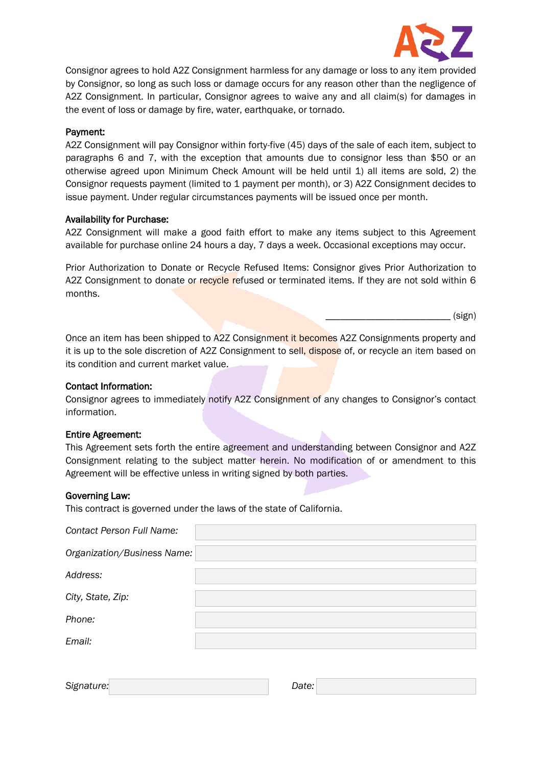Consignor agrees to hold A2Z Consignment harmless for any damage or loss to any item provided by Consignor, so long as such loss or damage occurs for any reason other than the negligence of A2Z Consignment. In particular, Consignor agrees to waive any and all claim(s) for damages in the event of loss or damage by fire, water, earthquake, or tornado.

**Payment:**
A2Z Consignment will pay Consignor within forty-five (45) days of the sale of each item, subject to paragraphs 6 and 7, with the exception that amounts due to consignor less than $50 or an otherwise agreed upon Minimum Check Amount will be held until 1) all items are sold, 2) the Consignor requests payment (limited to 1 payment per month), or 3) A2Z Consignment decides to issue payment. Under regular circumstances payments will be issued once per month.

**Availability for Purchase:**
A2Z Consignment will make a good faith effort to make any items subject to this Agreement available for purchase online 24 hours a day, 7 days a week. Occasional exceptions may occur.

Prior Authorization to Donate or Recycle Refused Items: Consignor gives Prior Authorization to A2Z Consignment to donate or recycle refused or terminated items. If they are not sold within 6 months.

_________________________ (sign)

Once an item has been shipped to A2Z Consignment it becomes A2Z Consignments property and it is up to the sole discretion of A2Z Consignment to sell, dispose of, or recycle an item based on its condition and current market value.

**Contact Information:**
Consignor agrees to immediately notify A2Z Consignment of any changes to Consignor's contact information.

**Entire Agreement:**
This Agreement sets forth the entire agreement and understanding between Consignor and A2Z Consignment relating to the subject matter herein. No modification of or amendment to this Agreement will be effective unless in writing signed by both parties.

**Governing Law:**
This contract is governed under the laws of the state of California.

| | |
|---|---|
| *Contact Person Full Name:* | |
| *Organization/Business Name:* | |
| *Address:* | |
| *City, State, Zip:* | |
| *Phone:* | |
| *Email:* | |

*Signature:* ____________________ *Date:* ____________________